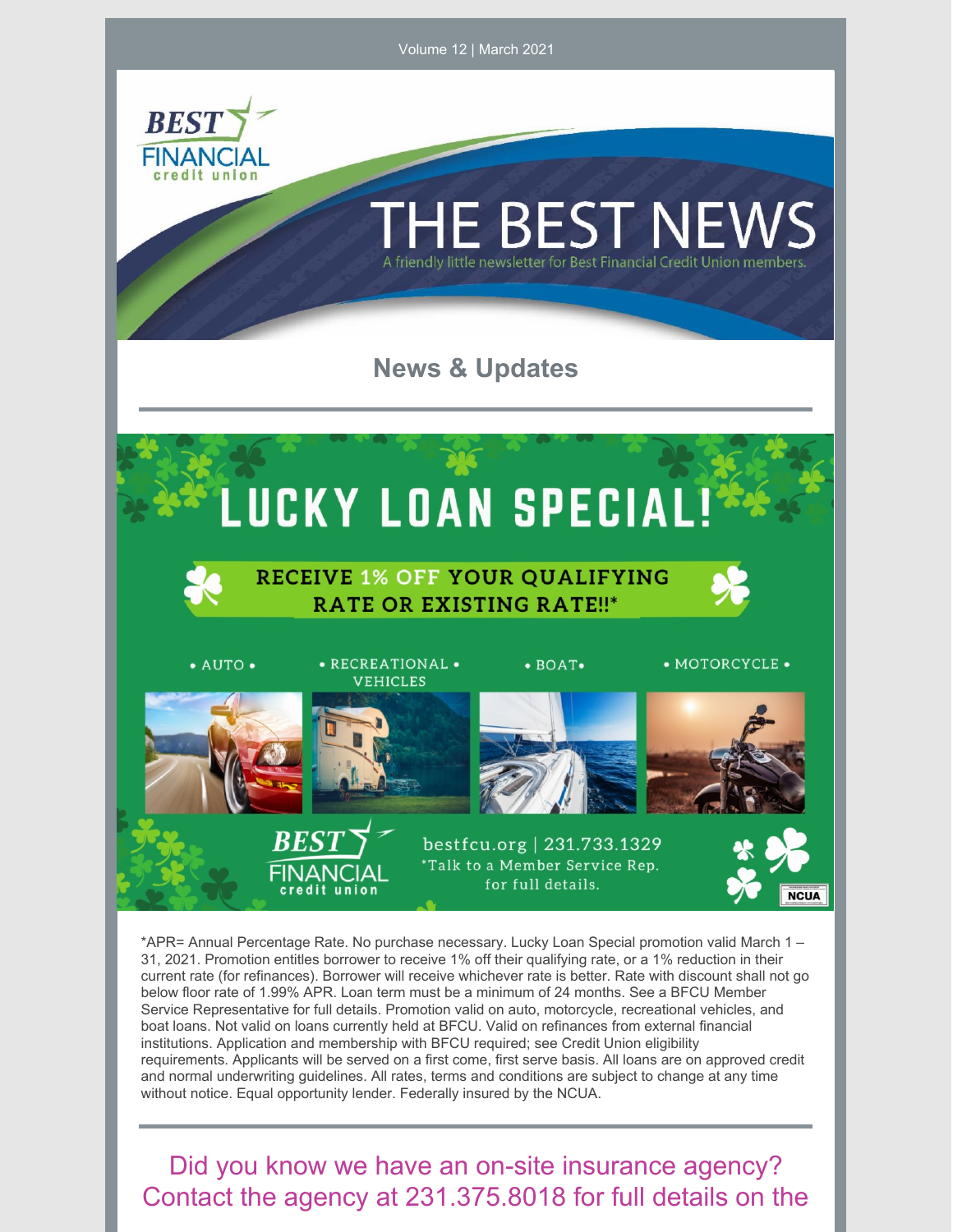Volume 12 | March 2021

# THE BEST NEWS

A friendly little newsletter for Best Financial Credit Union members.

## News & Updates

# LUCKY LOAN SPECIAL!

RECEIVE 1% OFF YOUR QUALIFYING RATE OR EXISTING RATE!!*

• AUTO • • RECREATIONAL VEHICLES • • BOAT • • MOTORCYCLE •

bestfcu.org | 231.733.1329
*Talk to a Member Service Rep. for full details.

*APR= Annual Percentage Rate. No purchase necessary. Lucky Loan Special promotion valid March 1 – 31, 2021. Promotion entitles borrower to receive 1% off their qualifying rate, or a 1% reduction in their current rate (for refinances). Borrower will receive whichever rate is better. Rate with discount shall not go below floor rate of 1.99% APR. Loan term must be a minimum of 24 months. See a BFCU Member Service Representative for full details. Promotion valid on auto, motorcycle, recreational vehicles, and boat loans. Not valid on loans currently held at BFCU. Valid on refinances from external financial institutions. Application and membership with BFCU required; see Credit Union eligibility requirements. Applicants will be served on a first come, first serve basis. All loans are on approved credit and normal underwriting guidelines. All rates, terms and conditions are subject to change at any time without notice. Equal opportunity lender. Federally insured by the NCUA.

Did you know we have an on-site insurance agency? Contact the agency at 231.375.8018 for full details on the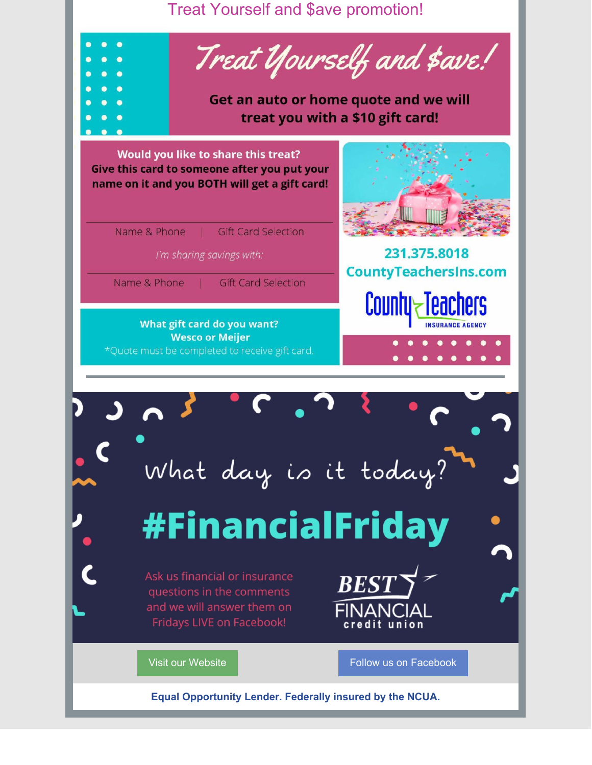Treat Yourself and $ave promotion!

# Treat Yourself and $ave!

**Get an auto or home quote and we will treat you with a $10 gift card!**

**Would you like to share this treat?**
**Give this card to someone after you put your name on it and you BOTH will get a gift card!**

Name & Phone | Gift Card Selection

*I'm sharing savings with:*

Name & Phone | Gift Card Selection

**What gift card do you want?**
**Wesco or Meijer**
*Quote must be completed to receive gift card.

**231.375.8018**
**CountyTeachersIns.com**

County Teachers INSURANCE AGENCY

---

What day is it today?

# #FinancialFriday

Ask us financial or insurance questions in the comments and we will answer them on Fridays LIVE on Facebook!

BEST FINANCIAL credit union

Visit our Website

Follow us on Facebook

**Equal Opportunity Lender. Federally insured by the NCUA.**